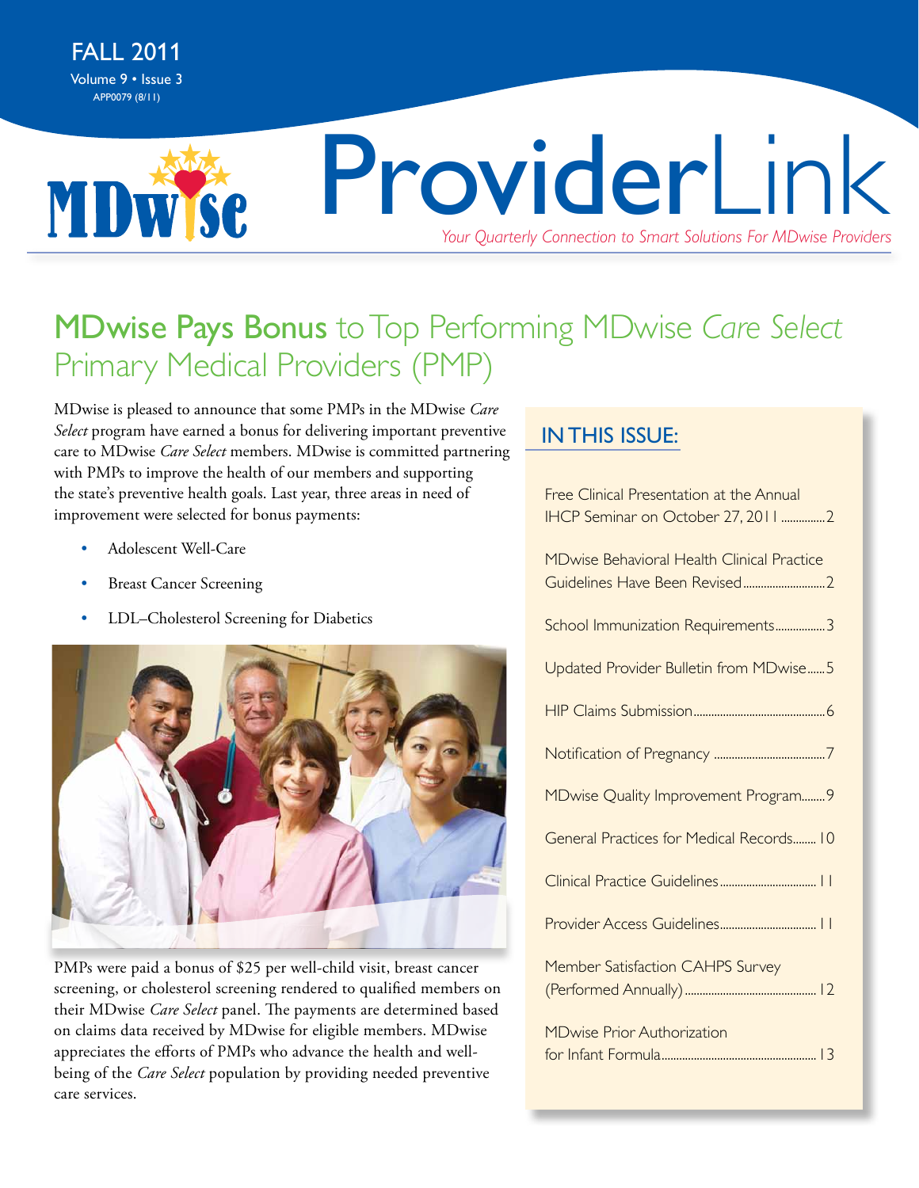FALL 2011
Volume 9 • Issue 3
APP0079 (8/11)

# ProviderLink

*Your Quarterly Connection to Smart Solutions For MDwise Providers*

## MDwise Pays Bonus to Top Performing MDwise *Care Select* Primary Medical Providers (PMP)

MDwise is pleased to announce that some PMPs in the MDwise *Care Select* program have earned a bonus for delivering important preventive care to MDwise *Care Select* members. MDwise is committed partnering with PMPs to improve the health of our members and supporting the state's preventive health goals. Last year, three areas in need of improvement were selected for bonus payments:

- Adolescent Well-Care
- Breast Cancer Screening
- LDL–Cholesterol Screening for Diabetics

PMPs were paid a bonus of $25 per well-child visit, breast cancer screening, or cholesterol screening rendered to qualified members on their MDwise *Care Select* panel. The payments are determined based on claims data received by MDwise for eligible members. MDwise appreciates the efforts of PMPs who advance the health and well-being of the *Care Select* population by providing needed preventive care services.

## IN THIS ISSUE:

- Free Clinical Presentation at the Annual IHCP Seminar on October 27, 2011 .......... 2
- MDwise Behavioral Health Clinical Practice Guidelines Have Been Revised .......... 2
- School Immunization Requirements .......... 3
- Updated Provider Bulletin from MDwise .......... 5
- HIP Claims Submission .......... 6
- Notification of Pregnancy .......... 7
- MDwise Quality Improvement Program .......... 9
- General Practices for Medical Records .......... 10
- Clinical Practice Guidelines .......... 11
- Provider Access Guidelines .......... 11
- Member Satisfaction CAHPS Survey (Performed Annually) .......... 12
- MDwise Prior Authorization for Infant Formula .......... 13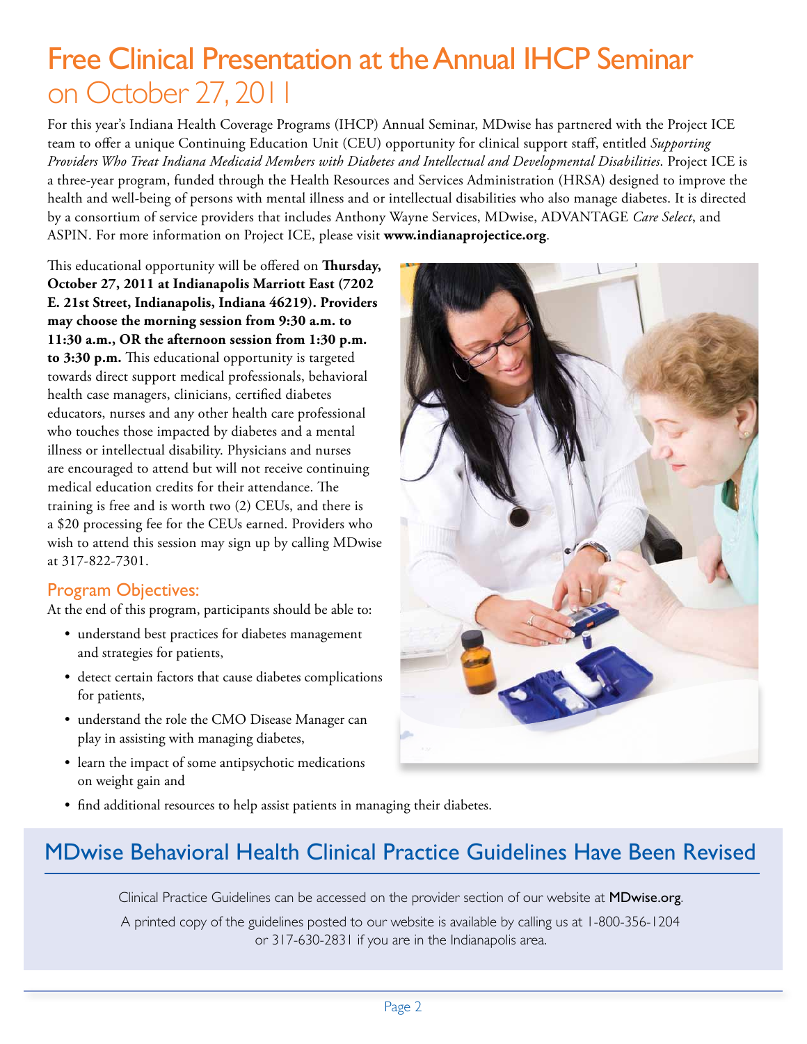# Free Clinical Presentation at the Annual IHCP Seminar on October 27, 2011

For this year's Indiana Health Coverage Programs (IHCP) Annual Seminar, MDwise has partnered with the Project ICE team to offer a unique Continuing Education Unit (CEU) opportunity for clinical support staff, entitled *Supporting Providers Who Treat Indiana Medicaid Members with Diabetes and Intellectual and Developmental Disabilities*. Project ICE is a three-year program, funded through the Health Resources and Services Administration (HRSA) designed to improve the health and well-being of persons with mental illness and or intellectual disabilities who also manage diabetes. It is directed by a consortium of service providers that includes Anthony Wayne Services, MDwise, ADVANTAGE *Care Select*, and ASPIN. For more information on Project ICE, please visit **www.indianaprojectice.org**.

This educational opportunity will be offered on **Thursday, October 27, 2011 at Indianapolis Marriott East (7202 E. 21st Street, Indianapolis, Indiana 46219). Providers may choose the morning session from 9:30 a.m. to 11:30 a.m., OR the afternoon session from 1:30 p.m. to 3:30 p.m.** This educational opportunity is targeted towards direct support medical professionals, behavioral health case managers, clinicians, certified diabetes educators, nurses and any other health care professional who touches those impacted by diabetes and a mental illness or intellectual disability. Physicians and nurses are encouraged to attend but will not receive continuing medical education credits for their attendance. The training is free and is worth two (2) CEUs, and there is a $20 processing fee for the CEUs earned. Providers who wish to attend this session may sign up by calling MDwise at 317-822-7301.

## Program Objectives:

At the end of this program, participants should be able to:

- understand best practices for diabetes management and strategies for patients,
- detect certain factors that cause diabetes complications for patients,
- understand the role the CMO Disease Manager can play in assisting with managing diabetes,
- learn the impact of some antipsychotic medications on weight gain and
- find additional resources to help assist patients in managing their diabetes.

## MDwise Behavioral Health Clinical Practice Guidelines Have Been Revised

Clinical Practice Guidelines can be accessed on the provider section of our website at **MDwise.org**.

A printed copy of the guidelines posted to our website is available by calling us at 1-800-356-1204 or 317-630-2831 if you are in the Indianapolis area.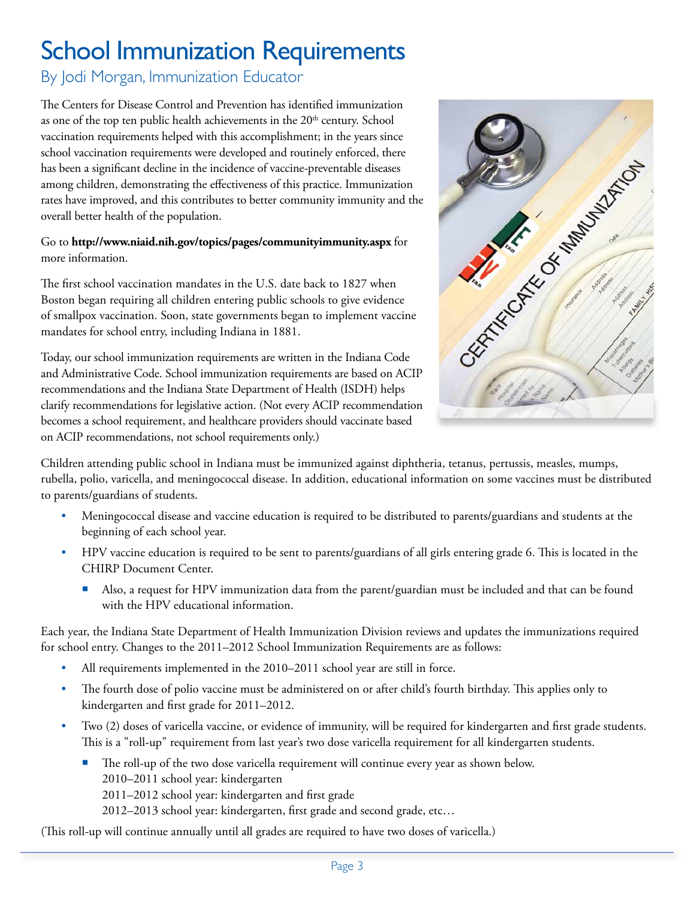# School Immunization Requirements

## By Jodi Morgan, Immunization Educator

The Centers for Disease Control and Prevention has identified immunization as one of the top ten public health achievements in the 20th century. School vaccination requirements helped with this accomplishment; in the years since school vaccination requirements were developed and routinely enforced, there has been a significant decline in the incidence of vaccine-preventable diseases among children, demonstrating the effectiveness of this practice. Immunization rates have improved, and this contributes to better community immunity and the overall better health of the population.

Go to **http://www.niaid.nih.gov/topics/pages/communityimmunity.aspx** for more information.

The first school vaccination mandates in the U.S. date back to 1827 when Boston began requiring all children entering public schools to give evidence of smallpox vaccination. Soon, state governments began to implement vaccine mandates for school entry, including Indiana in 1881.

Today, our school immunization requirements are written in the Indiana Code and Administrative Code. School immunization requirements are based on ACIP recommendations and the Indiana State Department of Health (ISDH) helps clarify recommendations for legislative action. (Not every ACIP recommendation becomes a school requirement, and healthcare providers should vaccinate based on ACIP recommendations, not school requirements only.)

Children attending public school in Indiana must be immunized against diphtheria, tetanus, pertussis, measles, mumps, rubella, polio, varicella, and meningococcal disease. In addition, educational information on some vaccines must be distributed to parents/guardians of students.

- Meningococcal disease and vaccine education is required to be distributed to parents/guardians and students at the beginning of each school year.
- HPV vaccine education is required to be sent to parents/guardians of all girls entering grade 6. This is located in the CHIRP Document Center.
  - Also, a request for HPV immunization data from the parent/guardian must be included and that can be found with the HPV educational information.

Each year, the Indiana State Department of Health Immunization Division reviews and updates the immunizations required for school entry. Changes to the 2011–2012 School Immunization Requirements are as follows:

- All requirements implemented in the 2010–2011 school year are still in force.
- The fourth dose of polio vaccine must be administered on or after child's fourth birthday. This applies only to kindergarten and first grade for 2011–2012.
- Two (2) doses of varicella vaccine, or evidence of immunity, will be required for kindergarten and first grade students. This is a "roll-up" requirement from last year's two dose varicella requirement for all kindergarten students.
  - The roll-up of the two dose varicella requirement will continue every year as shown below.  
    2010–2011 school year: kindergarten  
    2011–2012 school year: kindergarten and first grade  
    2012–2013 school year: kindergarten, first grade and second grade, etc…

(This roll-up will continue annually until all grades are required to have two doses of varicella.)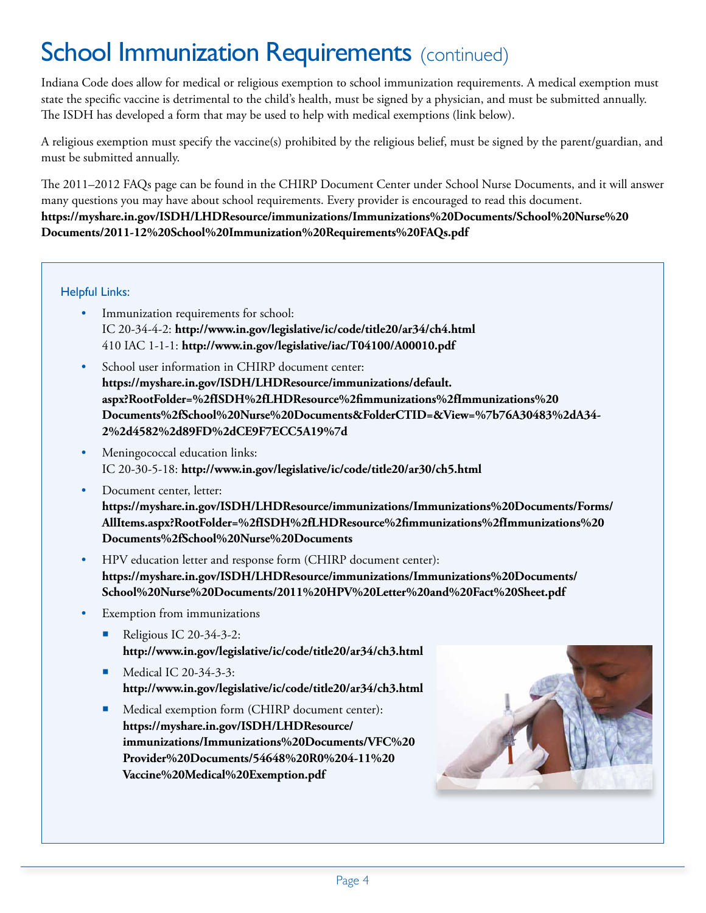# School Immunization Requirements (continued)

Indiana Code does allow for medical or religious exemption to school immunization requirements. A medical exemption must state the specific vaccine is detrimental to the child's health, must be signed by a physician, and must be submitted annually. The ISDH has developed a form that may be used to help with medical exemptions (link below).

A religious exemption must specify the vaccine(s) prohibited by the religious belief, must be signed by the parent/guardian, and must be submitted annually.

The 2011–2012 FAQs page can be found in the CHIRP Document Center under School Nurse Documents, and it will answer many questions you may have about school requirements. Every provider is encouraged to read this document. **https://myshare.in.gov/ISDH/LHDResource/immunizations/Immunizations%20Documents/School%20Nurse%20Documents/2011-12%20School%20Immunization%20Requirements%20FAQs.pdf**

## Helpful Links:

- Immunization requirements for school:
  IC 20-34-4-2: **http://www.in.gov/legislative/ic/code/title20/ar34/ch4.html**
  410 IAC 1-1-1: **http://www.in.gov/legislative/iac/T04100/A00010.pdf**
- School user information in CHIRP document center:
  **https://myshare.in.gov/ISDH/LHDResource/immunizations/default.aspx?RootFolder=%2fISDH%2fLHDResource%2fimmunizations%2fImmunizations%20Documents%2fSchool%20Nurse%20Documents&FolderCTID=&View=%7b76A30483%2dA34-2%2d4582%2d89FD%2dCE9F7ECC5A19%7d**
- Meningococcal education links:
  IC 20-30-5-18: **http://www.in.gov/legislative/ic/code/title20/ar30/ch5.html**
- Document center, letter:
  **https://myshare.in.gov/ISDH/LHDResource/immunizations/Immunizations%20Documents/Forms/AllItems.aspx?RootFolder=%2fISDH%2fLHDResource%2fimmunizations%2fImmunizations%20Documents%2fSchool%20Nurse%20Documents**
- HPV education letter and response form (CHIRP document center):
  **https://myshare.in.gov/ISDH/LHDResource/immunizations/Immunizations%20Documents/School%20Nurse%20Documents/2011%20HPV%20Letter%20and%20Fact%20Sheet.pdf**
- Exemption from immunizations
  - Religious IC 20-34-3-2:
    **http://www.in.gov/legislative/ic/code/title20/ar34/ch3.html**
  - Medical IC 20-34-3-3:
    **http://www.in.gov/legislative/ic/code/title20/ar34/ch3.html**
  - Medical exemption form (CHIRP document center):
    **https://myshare.in.gov/ISDH/LHDResource/immunizations/Immunizations%20Documents/VFC%20Provider%20Documents/54648%20R0%204-11%20Vaccine%20Medical%20Exemption.pdf**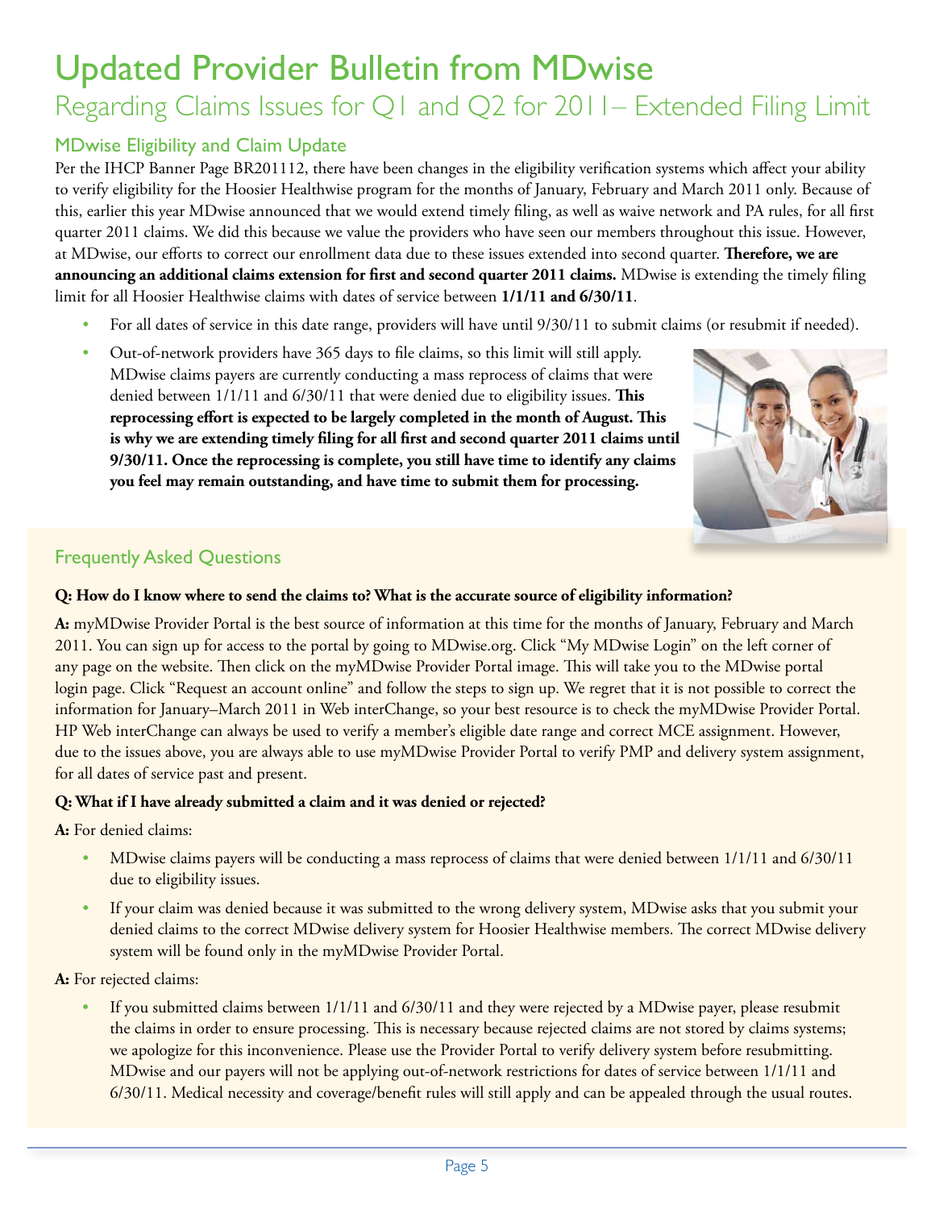# Updated Provider Bulletin from MDwise

## Regarding Claims Issues for Q1 and Q2 for 2011– Extended Filing Limit

### MDwise Eligibility and Claim Update

Per the IHCP Banner Page BR201112, there have been changes in the eligibility verification systems which affect your ability to verify eligibility for the Hoosier Healthwise program for the months of January, February and March 2011 only. Because of this, earlier this year MDwise announced that we would extend timely filing, as well as waive network and PA rules, for all first quarter 2011 claims. We did this because we value the providers who have seen our members throughout this issue. However, at MDwise, our efforts to correct our enrollment data due to these issues extended into second quarter. **Therefore, we are announcing an additional claims extension for first and second quarter 2011 claims.** MDwise is extending the timely filing limit for all Hoosier Healthwise claims with dates of service between **1/1/11 and 6/30/11**.

- For all dates of service in this date range, providers will have until 9/30/11 to submit claims (or resubmit if needed).
- Out-of-network providers have 365 days to file claims, so this limit will still apply. MDwise claims payers are currently conducting a mass reprocess of claims that were denied between 1/1/11 and 6/30/11 that were denied due to eligibility issues. **This reprocessing effort is expected to be largely completed in the month of August. This is why we are extending timely filing for all first and second quarter 2011 claims until 9/30/11. Once the reprocessing is complete, you still have time to identify any claims you feel may remain outstanding, and have time to submit them for processing.**

### Frequently Asked Questions

**Q: How do I know where to send the claims to? What is the accurate source of eligibility information?**

**A:** myMDwise Provider Portal is the best source of information at this time for the months of January, February and March 2011. You can sign up for access to the portal by going to MDwise.org. Click "My MDwise Login" on the left corner of any page on the website. Then click on the myMDwise Provider Portal image. This will take you to the MDwise portal login page. Click "Request an account online" and follow the steps to sign up. We regret that it is not possible to correct the information for January–March 2011 in Web interChange, so your best resource is to check the myMDwise Provider Portal. HP Web interChange can always be used to verify a member's eligible date range and correct MCE assignment. However, due to the issues above, you are always able to use myMDwise Provider Portal to verify PMP and delivery system assignment, for all dates of service past and present.

**Q: What if I have already submitted a claim and it was denied or rejected?**

**A:** For denied claims:

- MDwise claims payers will be conducting a mass reprocess of claims that were denied between 1/1/11 and 6/30/11 due to eligibility issues.
- If your claim was denied because it was submitted to the wrong delivery system, MDwise asks that you submit your denied claims to the correct MDwise delivery system for Hoosier Healthwise members. The correct MDwise delivery system will be found only in the myMDwise Provider Portal.

**A:** For rejected claims:

- If you submitted claims between 1/1/11 and 6/30/11 and they were rejected by a MDwise payer, please resubmit the claims in order to ensure processing. This is necessary because rejected claims are not stored by claims systems; we apologize for this inconvenience. Please use the Provider Portal to verify delivery system before resubmitting. MDwise and our payers will not be applying out-of-network restrictions for dates of service between 1/1/11 and 6/30/11. Medical necessity and coverage/benefit rules will still apply and can be appealed through the usual routes.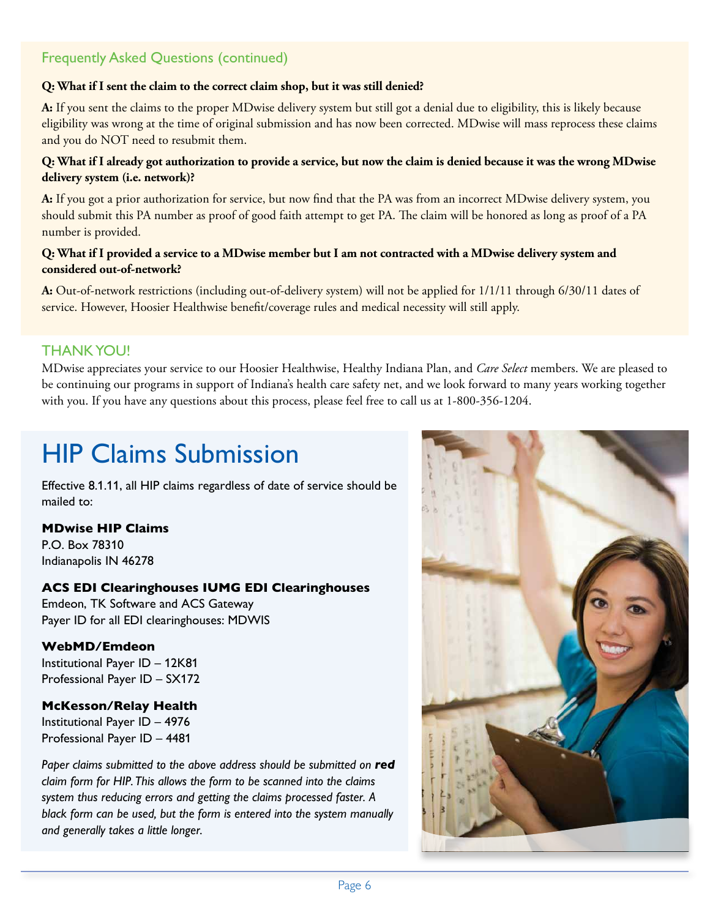## Frequently Asked Questions (continued)

**Q: What if I sent the claim to the correct claim shop, but it was still denied?**

**A:** If you sent the claims to the proper MDwise delivery system but still got a denial due to eligibility, this is likely because eligibility was wrong at the time of original submission and has now been corrected. MDwise will mass reprocess these claims and you do NOT need to resubmit them.

**Q: What if I already got authorization to provide a service, but now the claim is denied because it was the wrong MDwise delivery system (i.e. network)?**

**A:** If you got a prior authorization for service, but now find that the PA was from an incorrect MDwise delivery system, you should submit this PA number as proof of good faith attempt to get PA. The claim will be honored as long as proof of a PA number is provided.

**Q: What if I provided a service to a MDwise member but I am not contracted with a MDwise delivery system and considered out-of-network?**

**A:** Out-of-network restrictions (including out-of-delivery system) will not be applied for 1/1/11 through 6/30/11 dates of service. However, Hoosier Healthwise benefit/coverage rules and medical necessity will still apply.

## THANK YOU!

MDwise appreciates your service to our Hoosier Healthwise, Healthy Indiana Plan, and *Care Select* members. We are pleased to be continuing our programs in support of Indiana's health care safety net, and we look forward to many years working together with you. If you have any questions about this process, please feel free to call us at 1-800-356-1204.

# HIP Claims Submission

Effective 8.1.11, all HIP claims regardless of date of service should be mailed to:

**MDwise HIP Claims**
P.O. Box 78310
Indianapolis IN 46278

**ACS EDI Clearinghouses IUMG EDI Clearinghouses**
Emdeon, TK Software and ACS Gateway
Payer ID for all EDI clearinghouses: MDWIS

**WebMD/Emdeon**
Institutional Payer ID – 12K81
Professional Payer ID – SX172

**McKesson/Relay Health**
Institutional Payer ID – 4976
Professional Payer ID – 4481

*Paper claims submitted to the above address should be submitted on **red** claim form for HIP. This allows the form to be scanned into the claims system thus reducing errors and getting the claims processed faster. A black form can be used, but the form is entered into the system manually and generally takes a little longer.*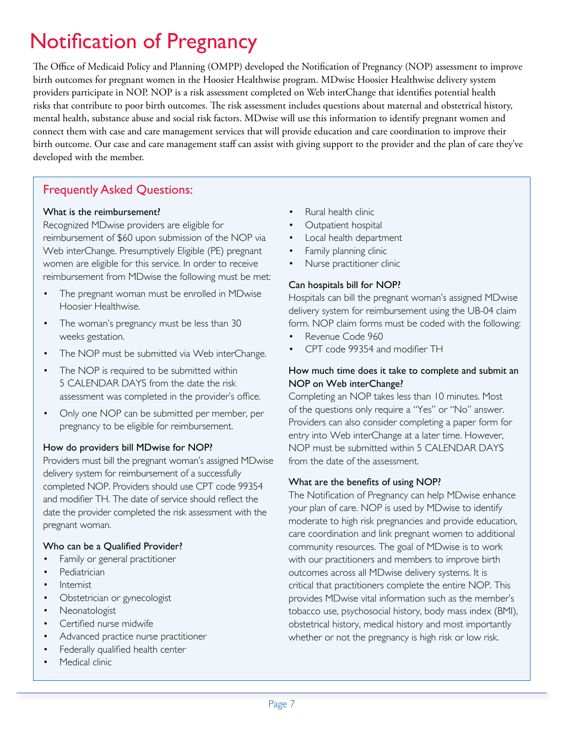# Notification of Pregnancy

The Office of Medicaid Policy and Planning (OMPP) developed the Notification of Pregnancy (NOP) assessment to improve birth outcomes for pregnant women in the Hoosier Healthwise program. MDwise Hoosier Healthwise delivery system providers participate in NOP. NOP is a risk assessment completed on Web interChange that identifies potential health risks that contribute to poor birth outcomes. The risk assessment includes questions about maternal and obstetrical history, mental health, substance abuse and social risk factors. MDwise will use this information to identify pregnant women and connect them with case and care management services that will provide education and care coordination to improve their birth outcome. Our case and care management staff can assist with giving support to the provider and the plan of care they've developed with the member.

## Frequently Asked Questions:

**What is the reimbursement?**

Recognized MDwise providers are eligible for reimbursement of $60 upon submission of the NOP via Web interChange. Presumptively Eligible (PE) pregnant women are eligible for this service. In order to receive reimbursement from MDwise the following must be met:

- The pregnant woman must be enrolled in MDwise Hoosier Healthwise.
- The woman's pregnancy must be less than 30 weeks gestation.
- The NOP must be submitted via Web interChange.
- The NOP is required to be submitted within 5 CALENDAR DAYS from the date the risk assessment was completed in the provider's office.
- Only one NOP can be submitted per member, per pregnancy to be eligible for reimbursement.

**How do providers bill MDwise for NOP?**

Providers must bill the pregnant woman's assigned MDwise delivery system for reimbursement of a successfully completed NOP. Providers should use CPT code 99354 and modifier TH. The date of service should reflect the date the provider completed the risk assessment with the pregnant woman.

**Who can be a Qualified Provider?**

- Family or general practitioner
- Pediatrician
- Internist
- Obstetrician or gynecologist
- Neonatologist
- Certified nurse midwife
- Advanced practice nurse practitioner
- Federally qualified health center
- Medical clinic
- Rural health clinic
- Outpatient hospital
- Local health department
- Family planning clinic
- Nurse practitioner clinic

**Can hospitals bill for NOP?**

Hospitals can bill the pregnant woman's assigned MDwise delivery system for reimbursement using the UB-04 claim form. NOP claim forms must be coded with the following:

- Revenue Code 960
- CPT code 99354 and modifier TH

**How much time does it take to complete and submit an NOP on Web interChange?**

Completing an NOP takes less than 10 minutes. Most of the questions only require a "Yes" or "No" answer. Providers can also consider completing a paper form for entry into Web interChange at a later time. However, NOP must be submitted within 5 CALENDAR DAYS from the date of the assessment.

**What are the benefits of using NOP?**

The Notification of Pregnancy can help MDwise enhance your plan of care. NOP is used by MDwise to identify moderate to high risk pregnancies and provide education, care coordination and link pregnant women to additional community resources. The goal of MDwise is to work with our practitioners and members to improve birth outcomes across all MDwise delivery systems. It is critical that practitioners complete the entire NOP. This provides MDwise vital information such as the member's tobacco use, psychosocial history, body mass index (BMI), obstetrical history, medical history and most importantly whether or not the pregnancy is high risk or low risk.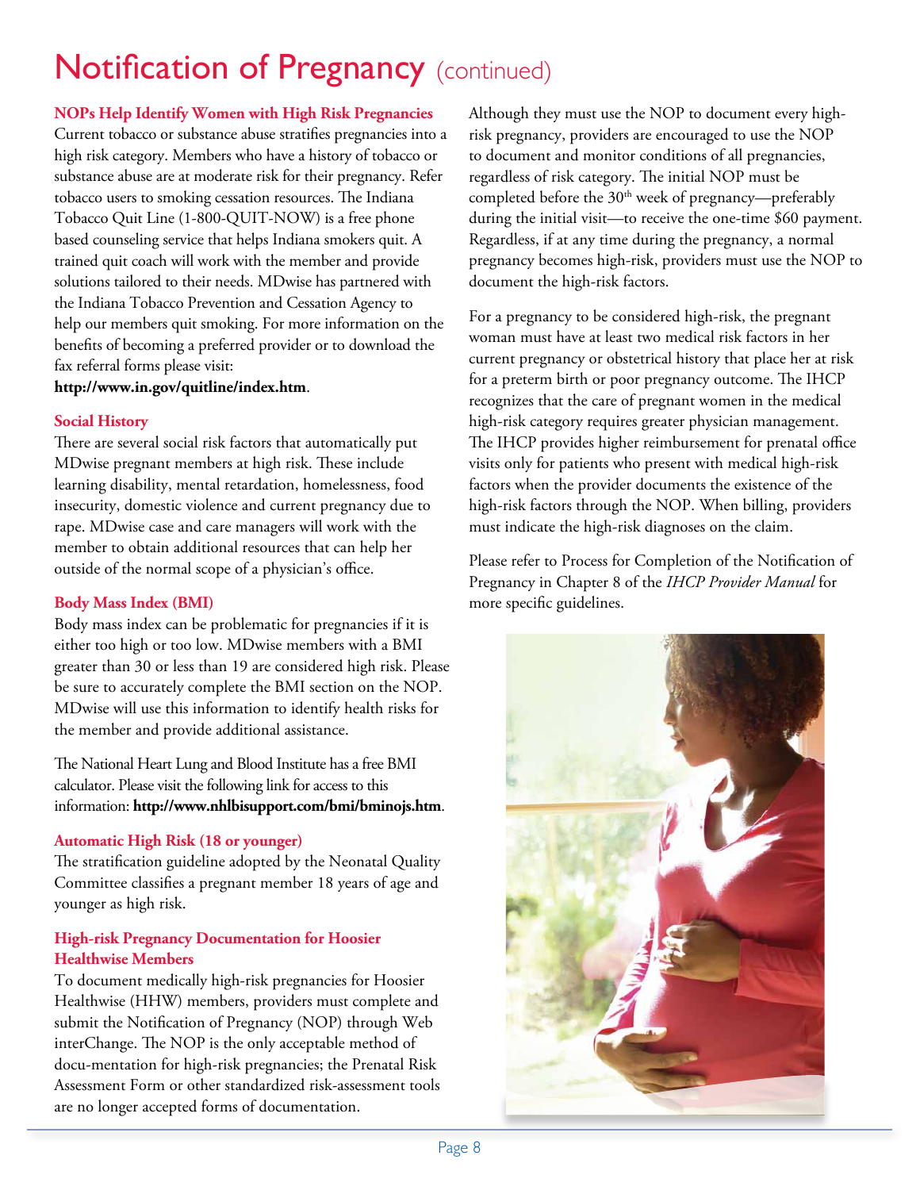# Notification of Pregnancy (continued)

### NOPs Help Identify Women with High Risk Pregnancies

Current tobacco or substance abuse stratifies pregnancies into a high risk category. Members who have a history of tobacco or substance abuse are at moderate risk for their pregnancy. Refer tobacco users to smoking cessation resources. The Indiana Tobacco Quit Line (1-800-QUIT-NOW) is a free phone based counseling service that helps Indiana smokers quit. A trained quit coach will work with the member and provide solutions tailored to their needs. MDwise has partnered with the Indiana Tobacco Prevention and Cessation Agency to help our members quit smoking. For more information on the benefits of becoming a preferred provider or to download the fax referral forms please visit:
**http://www.in.gov/quitline/index.htm**.

### Social History

There are several social risk factors that automatically put MDwise pregnant members at high risk. These include learning disability, mental retardation, homelessness, food insecurity, domestic violence and current pregnancy due to rape. MDwise case and care managers will work with the member to obtain additional resources that can help her outside of the normal scope of a physician's office.

### Body Mass Index (BMI)

Body mass index can be problematic for pregnancies if it is either too high or too low. MDwise members with a BMI greater than 30 or less than 19 are considered high risk. Please be sure to accurately complete the BMI section on the NOP. MDwise will use this information to identify health risks for the member and provide additional assistance.

The National Heart Lung and Blood Institute has a free BMI calculator. Please visit the following link for access to this information: **http://www.nhlbisupport.com/bmi/bminojs.htm**.

### Automatic High Risk (18 or younger)

The stratification guideline adopted by the Neonatal Quality Committee classifies a pregnant member 18 years of age and younger as high risk.

### High-risk Pregnancy Documentation for Hoosier Healthwise Members

To document medically high-risk pregnancies for Hoosier Healthwise (HHW) members, providers must complete and submit the Notification of Pregnancy (NOP) through Web interChange. The NOP is the only acceptable method of docu-mentation for high-risk pregnancies; the Prenatal Risk Assessment Form or other standardized risk-assessment tools are no longer accepted forms of documentation.

Although they must use the NOP to document every high-risk pregnancy, providers are encouraged to use the NOP to document and monitor conditions of all pregnancies, regardless of risk category. The initial NOP must be completed before the 30th week of pregnancy—preferably during the initial visit—to receive the one-time $60 payment. Regardless, if at any time during the pregnancy, a normal pregnancy becomes high-risk, providers must use the NOP to document the high-risk factors.

For a pregnancy to be considered high-risk, the pregnant woman must have at least two medical risk factors in her current pregnancy or obstetrical history that place her at risk for a preterm birth or poor pregnancy outcome. The IHCP recognizes that the care of pregnant women in the medical high-risk category requires greater physician management. The IHCP provides higher reimbursement for prenatal office visits only for patients who present with medical high-risk factors when the provider documents the existence of the high-risk factors through the NOP. When billing, providers must indicate the high-risk diagnoses on the claim.

Please refer to Process for Completion of the Notification of Pregnancy in Chapter 8 of the *IHCP Provider Manual* for more specific guidelines.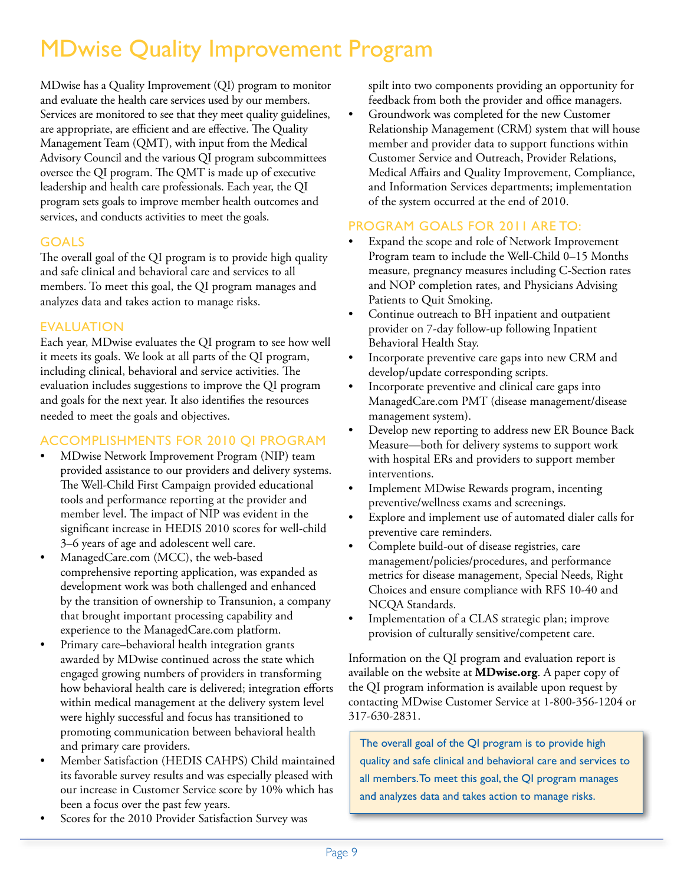# MDwise Quality Improvement Program

MDwise has a Quality Improvement (QI) program to monitor and evaluate the health care services used by our members. Services are monitored to see that they meet quality guidelines, are appropriate, are efficient and are effective. The Quality Management Team (QMT), with input from the Medical Advisory Council and the various QI program subcommittees oversee the QI program. The QMT is made up of executive leadership and health care professionals. Each year, the QI program sets goals to improve member health outcomes and services, and conducts activities to meet the goals.

## GOALS

The overall goal of the QI program is to provide high quality and safe clinical and behavioral care and services to all members. To meet this goal, the QI program manages and analyzes data and takes action to manage risks.

## EVALUATION

Each year, MDwise evaluates the QI program to see how well it meets its goals. We look at all parts of the QI program, including clinical, behavioral and service activities. The evaluation includes suggestions to improve the QI program and goals for the next year. It also identifies the resources needed to meet the goals and objectives.

## ACCOMPLISHMENTS FOR 2010 QI PROGRAM

- MDwise Network Improvement Program (NIP) team provided assistance to our providers and delivery systems. The Well-Child First Campaign provided educational tools and performance reporting at the provider and member level. The impact of NIP was evident in the significant increase in HEDIS 2010 scores for well-child 3–6 years of age and adolescent well care.
- ManagedCare.com (MCC), the web-based comprehensive reporting application, was expanded as development work was both challenged and enhanced by the transition of ownership to Transunion, a company that brought important processing capability and experience to the ManagedCare.com platform.
- Primary care–behavioral health integration grants awarded by MDwise continued across the state which engaged growing numbers of providers in transforming how behavioral health care is delivered; integration efforts within medical management at the delivery system level were highly successful and focus has transitioned to promoting communication between behavioral health and primary care providers.
- Member Satisfaction (HEDIS CAHPS) Child maintained its favorable survey results and was especially pleased with our increase in Customer Service score by 10% which has been a focus over the past few years.
- Scores for the 2010 Provider Satisfaction Survey was spilt into two components providing an opportunity for feedback from both the provider and office managers.
- Groundwork was completed for the new Customer Relationship Management (CRM) system that will house member and provider data to support functions within Customer Service and Outreach, Provider Relations, Medical Affairs and Quality Improvement, Compliance, and Information Services departments; implementation of the system occurred at the end of 2010.

## PROGRAM GOALS FOR 2011 ARE TO:

- Expand the scope and role of Network Improvement Program team to include the Well-Child 0–15 Months measure, pregnancy measures including C-Section rates and NOP completion rates, and Physicians Advising Patients to Quit Smoking.
- Continue outreach to BH inpatient and outpatient provider on 7-day follow-up following Inpatient Behavioral Health Stay.
- Incorporate preventive care gaps into new CRM and develop/update corresponding scripts.
- Incorporate preventive and clinical care gaps into ManagedCare.com PMT (disease management/disease management system).
- Develop new reporting to address new ER Bounce Back Measure—both for delivery systems to support work with hospital ERs and providers to support member interventions.
- Implement MDwise Rewards program, incenting preventive/wellness exams and screenings.
- Explore and implement use of automated dialer calls for preventive care reminders.
- Complete build-out of disease registries, care management/policies/procedures, and performance metrics for disease management, Special Needs, Right Choices and ensure compliance with RFS 10-40 and NCQA Standards.
- Implementation of a CLAS strategic plan; improve provision of culturally sensitive/competent care.

Information on the QI program and evaluation report is available on the website at **MDwise.org**. A paper copy of the QI program information is available upon request by contacting MDwise Customer Service at 1-800-356-1204 or 317-630-2831.

The overall goal of the QI program is to provide high quality and safe clinical and behavioral care and services to all members. To meet this goal, the QI program manages and analyzes data and takes action to manage risks.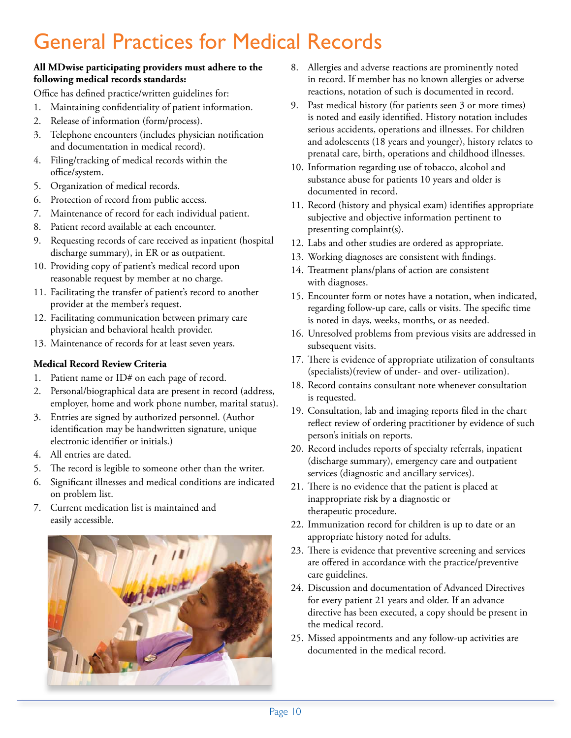# General Practices for Medical Records

**All MDwise participating providers must adhere to the following medical records standards:**

Office has defined practice/written guidelines for:

1. Maintaining confidentiality of patient information.
2. Release of information (form/process).
3. Telephone encounters (includes physician notification and documentation in medical record).
4. Filing/tracking of medical records within the office/system.
5. Organization of medical records.
6. Protection of record from public access.
7. Maintenance of record for each individual patient.
8. Patient record available at each encounter.
9. Requesting records of care received as inpatient (hospital discharge summary), in ER or as outpatient.
10. Providing copy of patient's medical record upon reasonable request by member at no charge.
11. Facilitating the transfer of patient's record to another provider at the member's request.
12. Facilitating communication between primary care physician and behavioral health provider.
13. Maintenance of records for at least seven years.

**Medical Record Review Criteria**

1. Patient name or ID# on each page of record.
2. Personal/biographical data are present in record (address, employer, home and work phone number, marital status).
3. Entries are signed by authorized personnel. (Author identification may be handwritten signature, unique electronic identifier or initials.)
4. All entries are dated.
5. The record is legible to someone other than the writer.
6. Significant illnesses and medical conditions are indicated on problem list.
7. Current medication list is maintained and easily accessible.
8. Allergies and adverse reactions are prominently noted in record. If member has no known allergies or adverse reactions, notation of such is documented in record.
9. Past medical history (for patients seen 3 or more times) is noted and easily identified. History notation includes serious accidents, operations and illnesses. For children and adolescents (18 years and younger), history relates to prenatal care, birth, operations and childhood illnesses.
10. Information regarding use of tobacco, alcohol and substance abuse for patients 10 years and older is documented in record.
11. Record (history and physical exam) identifies appropriate subjective and objective information pertinent to presenting complaint(s).
12. Labs and other studies are ordered as appropriate.
13. Working diagnoses are consistent with findings.
14. Treatment plans/plans of action are consistent with diagnoses.
15. Encounter form or notes have a notation, when indicated, regarding follow-up care, calls or visits. The specific time is noted in days, weeks, months, or as needed.
16. Unresolved problems from previous visits are addressed in subsequent visits.
17. There is evidence of appropriate utilization of consultants (specialists)(review of under- and over- utilization).
18. Record contains consultant note whenever consultation is requested.
19. Consultation, lab and imaging reports filed in the chart reflect review of ordering practitioner by evidence of such person's initials on reports.
20. Record includes reports of specialty referrals, inpatient (discharge summary), emergency care and outpatient services (diagnostic and ancillary services).
21. There is no evidence that the patient is placed at inappropriate risk by a diagnostic or therapeutic procedure.
22. Immunization record for children is up to date or an appropriate history noted for adults.
23. There is evidence that preventive screening and services are offered in accordance with the practice/preventive care guidelines.
24. Discussion and documentation of Advanced Directives for every patient 21 years and older. If an advance directive has been executed, a copy should be present in the medical record.
25. Missed appointments and any follow-up activities are documented in the medical record.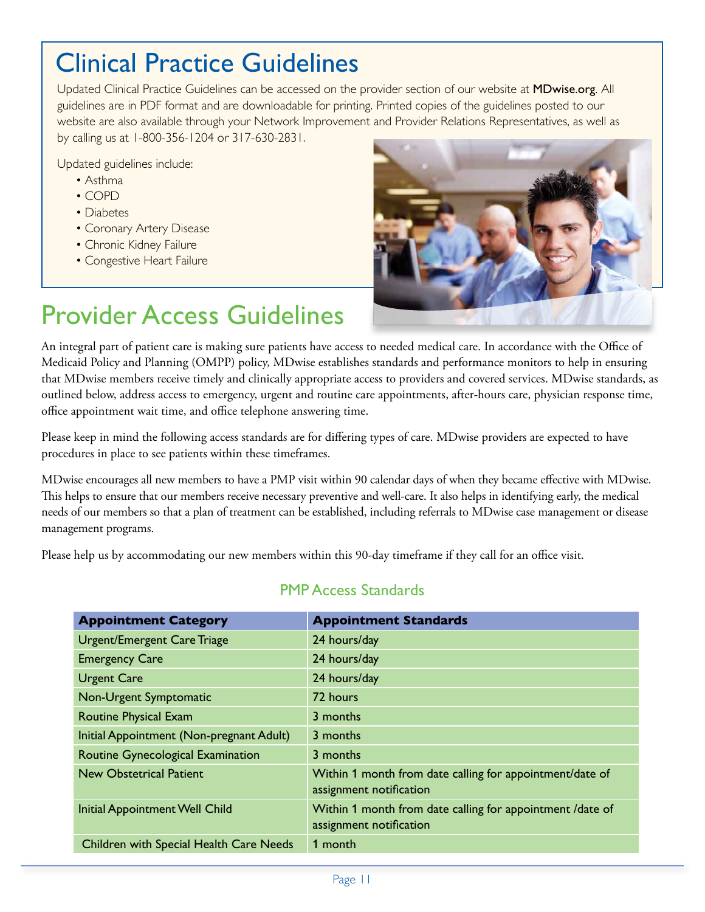# Clinical Practice Guidelines

Updated Clinical Practice Guidelines can be accessed on the provider section of our website at **MDwise.org**. All guidelines are in PDF format and are downloadable for printing. Printed copies of the guidelines posted to our website are also available through your Network Improvement and Provider Relations Representatives, as well as by calling us at 1-800-356-1204 or 317-630-2831.

Updated guidelines include:

- Asthma
- COPD
- Diabetes
- Coronary Artery Disease
- Chronic Kidney Failure
- Congestive Heart Failure

# Provider Access Guidelines

An integral part of patient care is making sure patients have access to needed medical care. In accordance with the Office of Medicaid Policy and Planning (OMPP) policy, MDwise establishes standards and performance monitors to help in ensuring that MDwise members receive timely and clinically appropriate access to providers and covered services. MDwise standards, as outlined below, address access to emergency, urgent and routine care appointments, after-hours care, physician response time, office appointment wait time, and office telephone answering time.

Please keep in mind the following access standards are for differing types of care. MDwise providers are expected to have procedures in place to see patients within these timeframes.

MDwise encourages all new members to have a PMP visit within 90 calendar days of when they became effective with MDwise. This helps to ensure that our members receive necessary preventive and well-care. It also helps in identifying early, the medical needs of our members so that a plan of treatment can be established, including referrals to MDwise case management or disease management programs.

Please help us by accommodating our new members within this 90-day timeframe if they call for an office visit.

## PMP Access Standards

| Appointment Category | Appointment Standards |
|---|---|
| Urgent/Emergent Care Triage | 24 hours/day |
| Emergency Care | 24 hours/day |
| Urgent Care | 24 hours/day |
| Non-Urgent Symptomatic | 72 hours |
| Routine Physical Exam | 3 months |
| Initial Appointment (Non-pregnant Adult) | 3 months |
| Routine Gynecological Examination | 3 months |
| New Obstetrical Patient | Within 1 month from date calling for appointment/date of assignment notification |
| Initial Appointment Well Child | Within 1 month from date calling for appointment /date of assignment notification |
| Children with Special Health Care Needs | 1 month |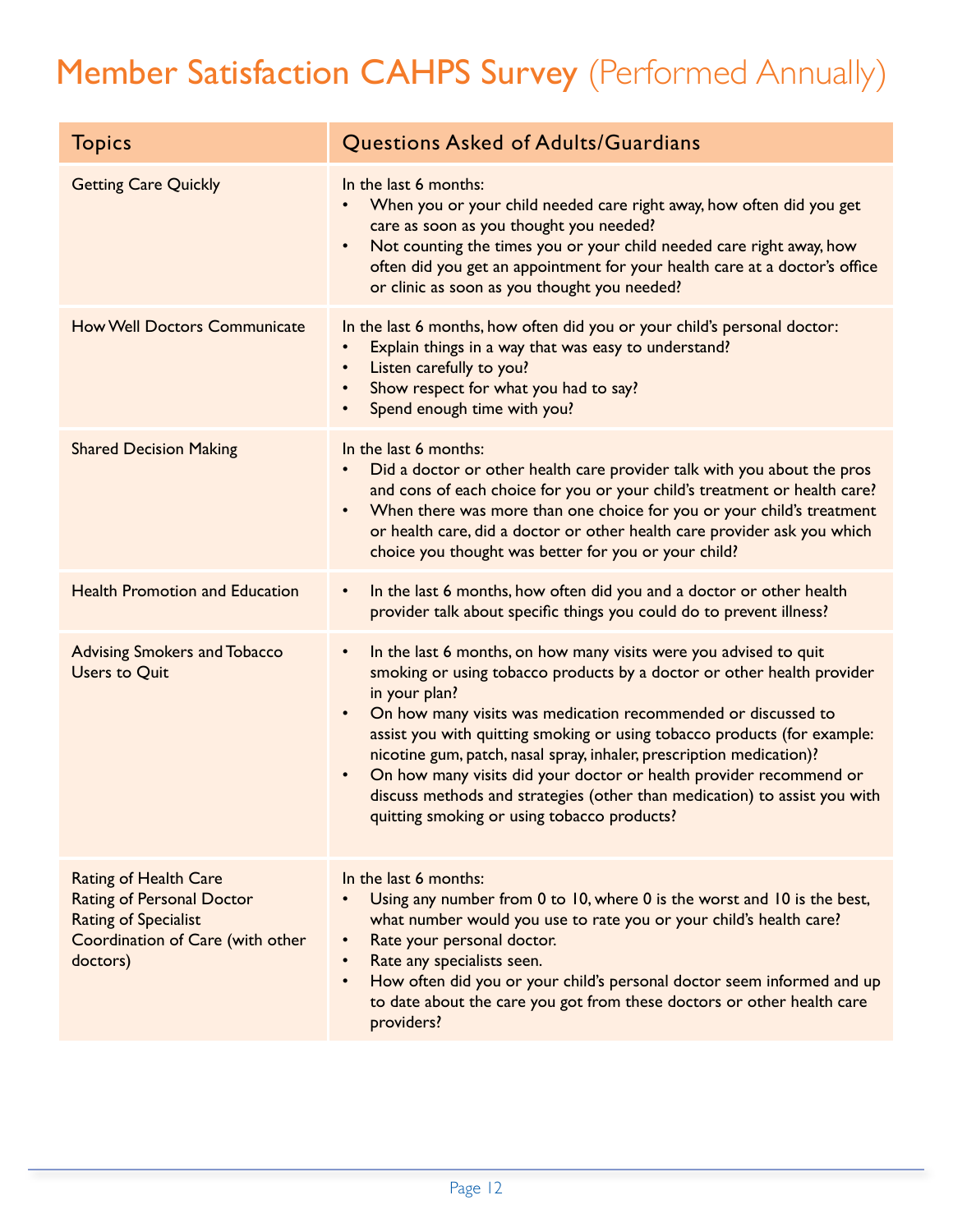# Member Satisfaction CAHPS Survey (Performed Annually)

| Topics | Questions Asked of Adults/Guardians |
| --- | --- |
| Getting Care Quickly | In the last 6 months:<br>• When you or your child needed care right away, how often did you get care as soon as you thought you needed?<br>• Not counting the times you or your child needed care right away, how often did you get an appointment for your health care at a doctor's office or clinic as soon as you thought you needed? |
| How Well Doctors Communicate | In the last 6 months, how often did you or your child's personal doctor:<br>• Explain things in a way that was easy to understand?<br>• Listen carefully to you?<br>• Show respect for what you had to say?<br>• Spend enough time with you? |
| Shared Decision Making | In the last 6 months:<br>• Did a doctor or other health care provider talk with you about the pros and cons of each choice for you or your child's treatment or health care?<br>• When there was more than one choice for you or your child's treatment or health care, did a doctor or other health care provider ask you which choice you thought was better for you or your child? |
| Health Promotion and Education | • In the last 6 months, how often did you and a doctor or other health provider talk about specific things you could do to prevent illness? |
| Advising Smokers and Tobacco Users to Quit | • In the last 6 months, on how many visits were you advised to quit smoking or using tobacco products by a doctor or other health provider in your plan?<br>• On how many visits was medication recommended or discussed to assist you with quitting smoking or using tobacco products (for example: nicotine gum, patch, nasal spray, inhaler, prescription medication)?<br>• On how many visits did your doctor or health provider recommend or discuss methods and strategies (other than medication) to assist you with quitting smoking or using tobacco products? |
| Rating of Health Care<br>Rating of Personal Doctor<br>Rating of Specialist<br>Coordination of Care (with other doctors) | In the last 6 months:<br>• Using any number from 0 to 10, where 0 is the worst and 10 is the best, what number would you use to rate you or your child's health care?<br>• Rate your personal doctor.<br>• Rate any specialists seen.<br>• How often did you or your child's personal doctor seem informed and up to date about the care you got from these doctors or other health care providers? |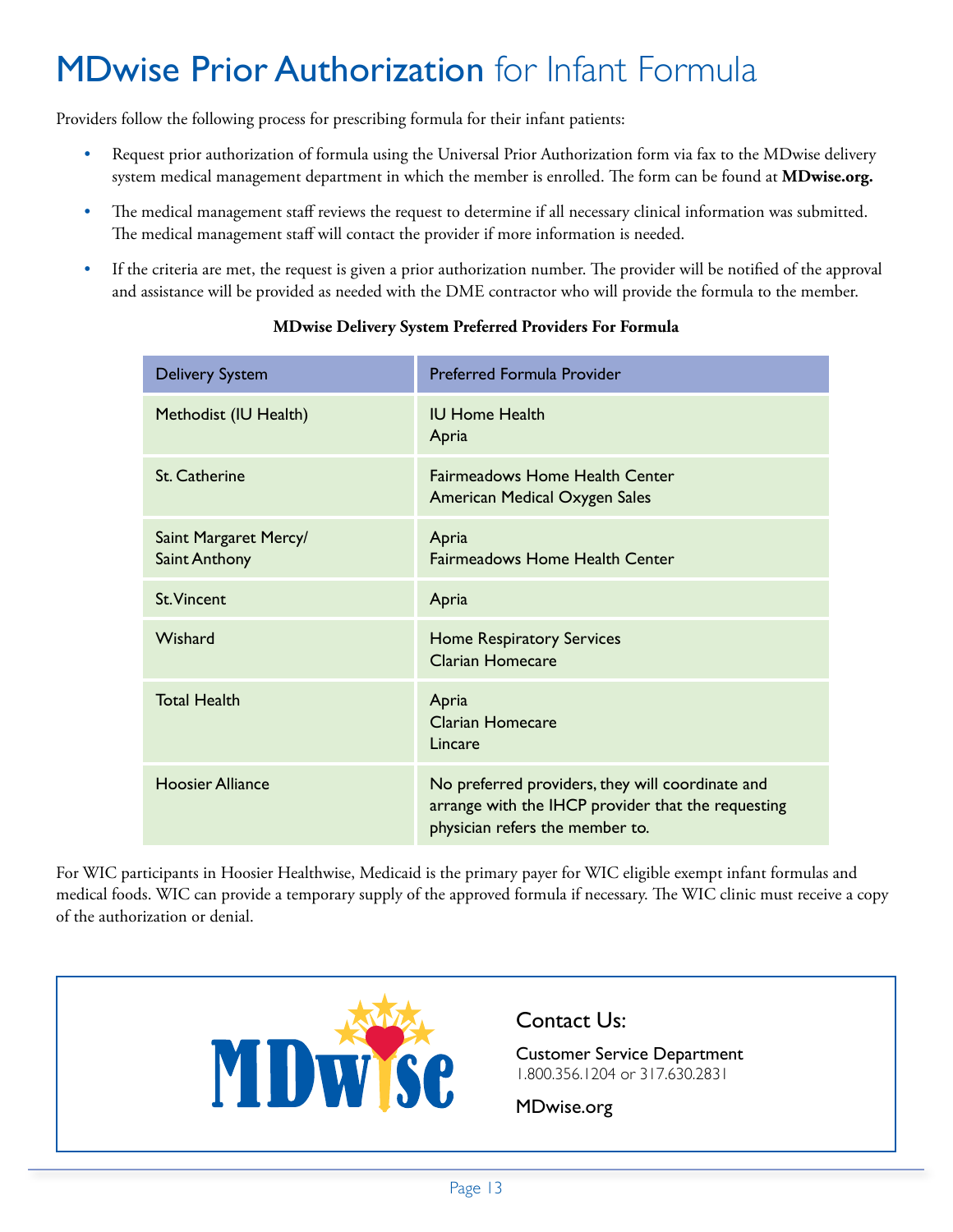# MDwise Prior Authorization for Infant Formula

Providers follow the following process for prescribing formula for their infant patients:

- Request prior authorization of formula using the Universal Prior Authorization form via fax to the MDwise delivery system medical management department in which the member is enrolled. The form can be found at **MDwise.org.**
- The medical management staff reviews the request to determine if all necessary clinical information was submitted. The medical management staff will contact the provider if more information is needed.
- If the criteria are met, the request is given a prior authorization number. The provider will be notified of the approval and assistance will be provided as needed with the DME contractor who will provide the formula to the member.

**MDwise Delivery System Preferred Providers For Formula**

| Delivery System | Preferred Formula Provider |
|---|---|
| Methodist (IU Health) | IU Home Health<br>Apria |
| St. Catherine | Fairmeadows Home Health Center<br>American Medical Oxygen Sales |
| Saint Margaret Mercy/<br>Saint Anthony | Apria<br>Fairmeadows Home Health Center |
| St. Vincent | Apria |
| Wishard | Home Respiratory Services<br>Clarian Homecare |
| Total Health | Apria<br>Clarian Homecare<br>Lincare |
| Hoosier Alliance | No preferred providers, they will coordinate and arrange with the IHCP provider that the requesting physician refers the member to. |

For WIC participants in Hoosier Healthwise, Medicaid is the primary payer for WIC eligible exempt infant formulas and medical foods. WIC can provide a temporary supply of the approved formula if necessary. The WIC clinic must receive a copy of the authorization or denial.

MDwise

Contact Us:

Customer Service Department
1.800.356.1204 or 317.630.2831

MDwise.org